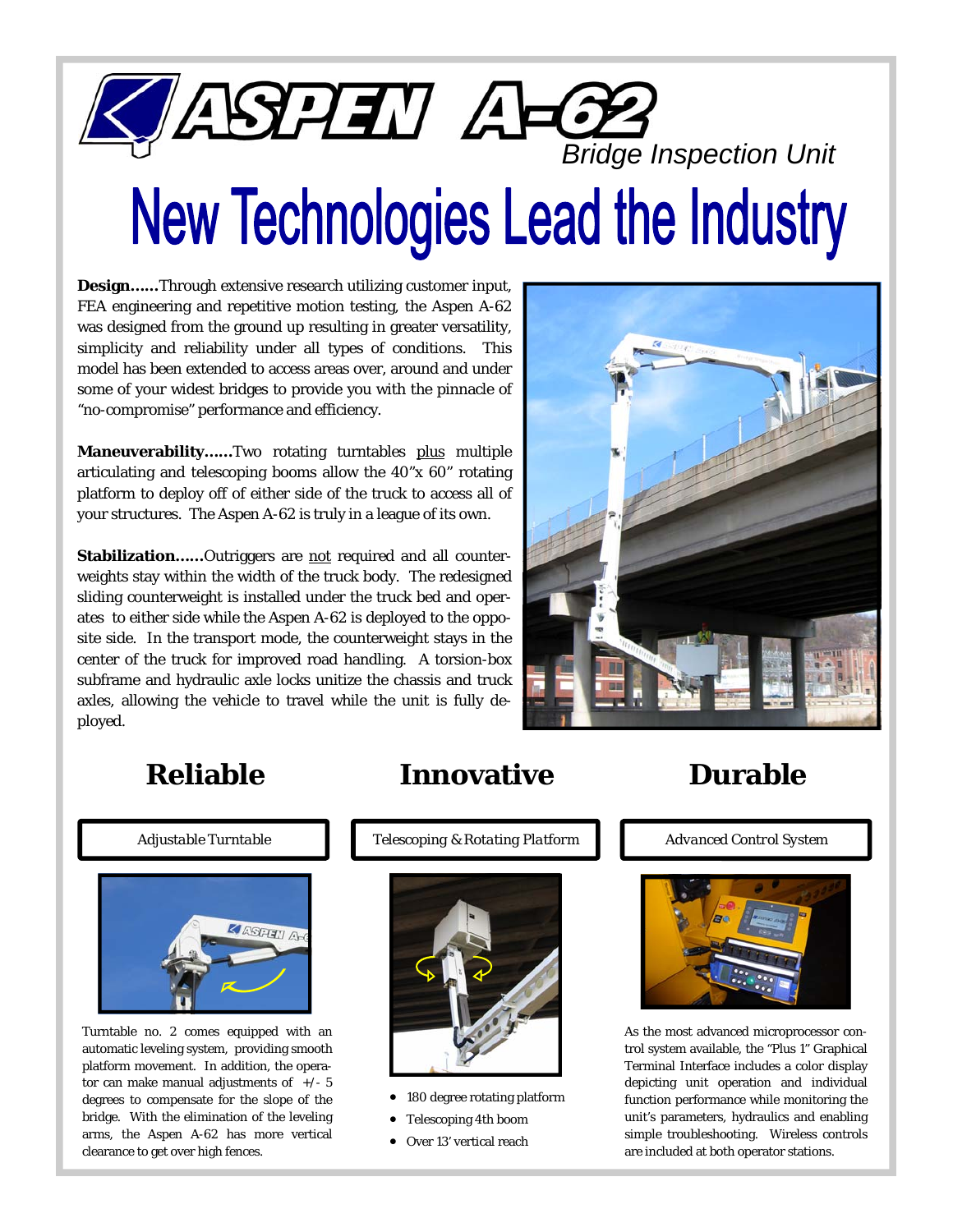# ASPEN A-62

*Bridge Inspection Unit*

# New Technologies Lead the Industry

**Design……**Through extensive research utilizing customer input, FEA engineering and repetitive motion testing, the Aspen A-62 was designed from the ground up resulting in greater versatility, simplicity and reliability under all types of conditions. This model has been extended to access areas over, around and under some of your widest bridges to provide you with the pinnacle of "no-compromise" performance and efficiency.

**Maneuverability……**Two rotating turntables plus multiple articulating and telescoping booms allow the 40"x 60" rotating platform to deploy off of either side of the truck to access all of your structures. The Aspen A-62 is truly in a league of its own.

**Stabilization……**Outriggers are not required and all counterweights stay within the width of the truck body. The redesigned sliding counterweight is installed under the truck bed and operates to either side while the Aspen A-62 is deployed to the opposite side. In the transport mode, the counterweight stays in the center of the truck for improved road handling. A torsion-box subframe and hydraulic axle locks unitize the chassis and truck axles, allowing the vehicle to travel while the unit is fully deployed.

## Reliable

*Adjustable Turntable*

Turntable no. 2 comes equipped with an automatic leveling system, providing smooth platform movement. In addition, the operator can make manual adjustments of +/- 5 degrees to compensate for the slope of the bridge. With the elimination of the leveling arms, the Aspen A-62 has more vertical clearance to get over high fences.

## Innovative

*Telescoping & Rotating Platform*

- 180 degree rotating platform
- Telescoping 4th boom
- Over 13' vertical reach

## Durable

*Advanced Control System*

As the most advanced microprocessor control system available, the "Plus 1" Graphical Terminal Interface includes a color display depicting unit operation and individual function performance while monitoring the unit's parameters, hydraulics and enabling simple troubleshooting. Wireless controls are included at both operator stations.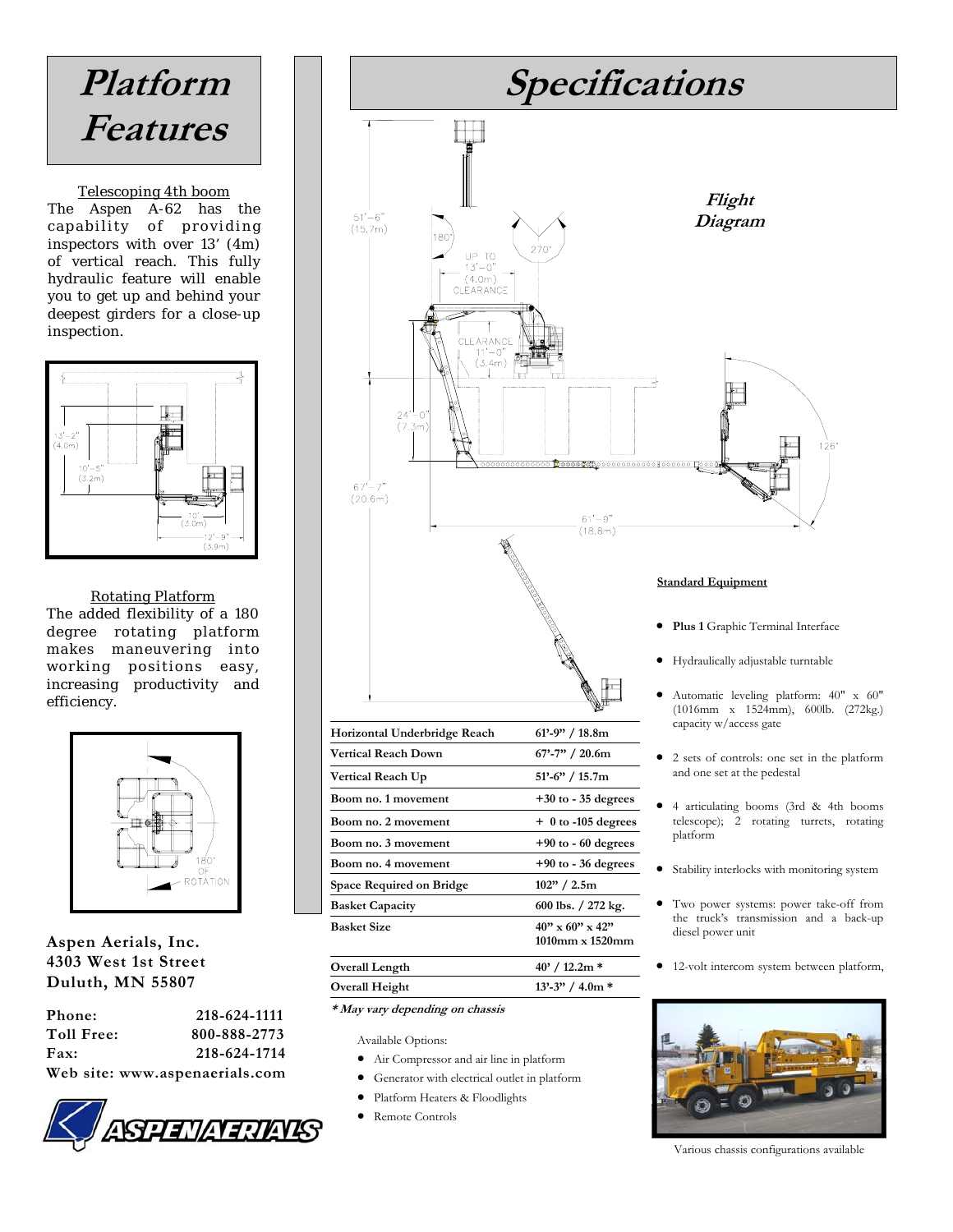# Platform Features

## Telescoping 4th boom

The Aspen A-62 has the capability of providing inspectors with over 13' (4m) of vertical reach. This fully hydraulic feature will enable you to get up and behind your deepest girders for a close-up inspection.

13'-2"
(4.0m)
10'-5"
(3.2m)
10'
(3.0m)
12'-9"
(3.9m)

## Rotating Platform

The added flexibility of a 180 degree rotating platform makes maneuvering into working positions easy, increasing productivity and efficiency.

180° OF ROTATION

**Aspen Aerials, Inc.**
**4303 West 1st Street**
**Duluth, MN 55807**

| | |
|---|---|
| **Phone:** | **218-624-1111** |
| **Toll Free:** | **800-888-2773** |
| **Fax:** | **218-624-1714** |

**Web site: www.aspenaerials.com**

ASPEN AERIALS

# Specifications

***Flight Diagram***

51'-6"
(15.7m)
180°
270°
UP TO 13'-0" (4.0m) CLEARANCE
CLEARANCE 11'-0" (3.4m)
24'-0"
(7.3m)
67'-7"
(20.6m)
61'-9"
(18.8m)
126°

| | |
|---|---|
| **Horizontal Underbridge Reach** | **61'-9" / 18.8m** |
| **Vertical Reach Down** | **67'-7" / 20.6m** |
| **Vertical Reach Up** | **51'-6" / 15.7m** |
| **Boom no. 1 movement** | **+30 to - 35 degrees** |
| **Boom no. 2 movement** | **+ 0 to -105 degrees** |
| **Boom no. 3 movement** | **+90 to - 60 degrees** |
| **Boom no. 4 movement** | **+90 to - 36 degrees** |
| **Space Required on Bridge** | **102" / 2.5m** |
| **Basket Capacity** | **600 lbs. / 272 kg.** |
| **Basket Size** | **40" x 60" x 42" 1010mm x 1520mm** |
| **Overall Length** | **40' / 12.2m *** |
| **Overall Height** | **13'-3" / 4.0m *** |

***\* May vary depending on chassis***

Available Options:

- Air Compressor and air line in platform
- Generator with electrical outlet in platform
- Platform Heaters & Floodlights
- Remote Controls

**Standard Equipment**

- **Plus 1** Graphic Terminal Interface
- Hydraulically adjustable turntable
- Automatic leveling platform: 40" x 60" (1016mm x 1524mm), 600lb. (272kg.) capacity w/access gate
- 2 sets of controls: one set in the platform and one set at the pedestal
- 4 articulating booms (3rd & 4th booms telescope); 2 rotating turrets, rotating platform
- Stability interlocks with monitoring system
- Two power systems: power take-off from the truck's transmission and a back-up diesel power unit
- 12-volt intercom system between platform,

Various chassis configurations available